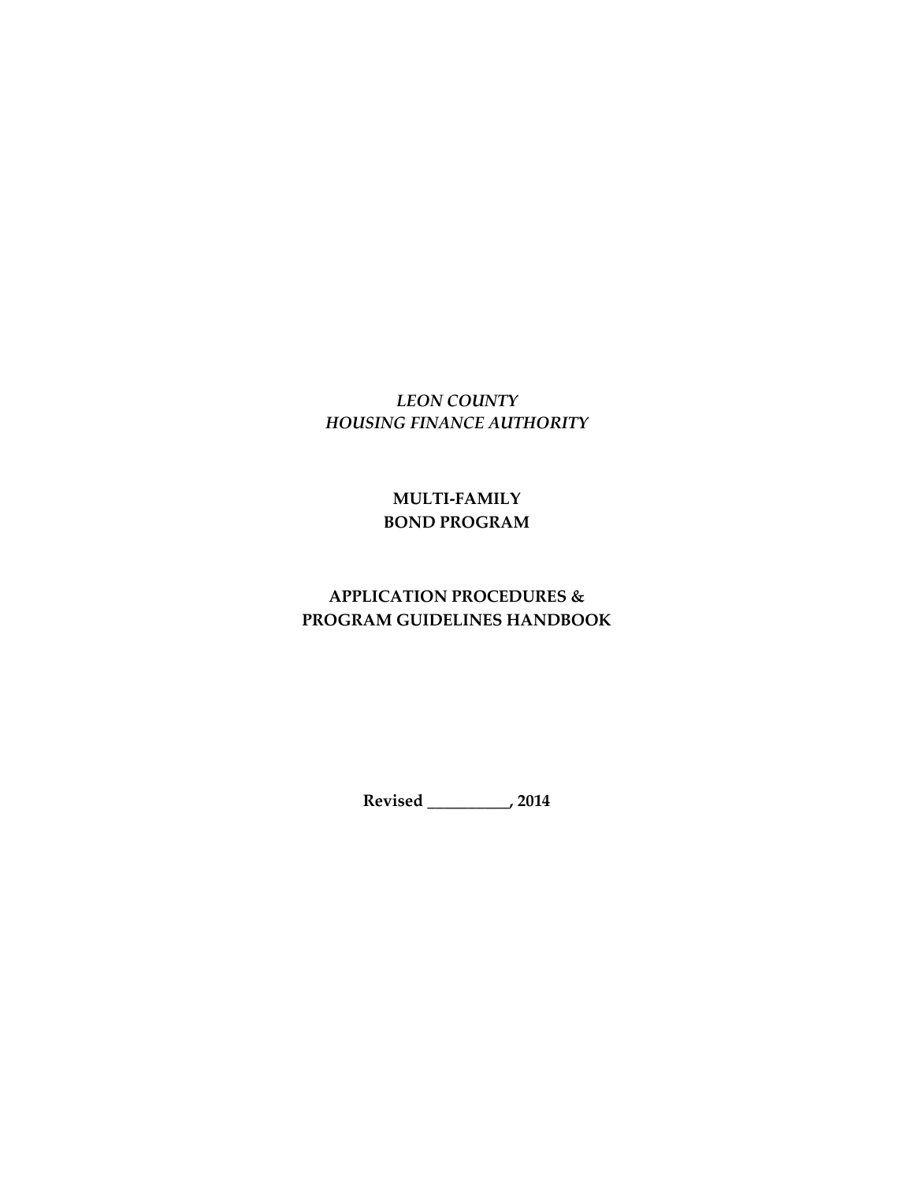*LEON COUNTY*
*HOUSING FINANCE AUTHORITY*

**MULTI-FAMILY**
**BOND PROGRAM**

**APPLICATION PROCEDURES &**
**PROGRAM GUIDELINES HANDBOOK**

**Revised __________, 2014**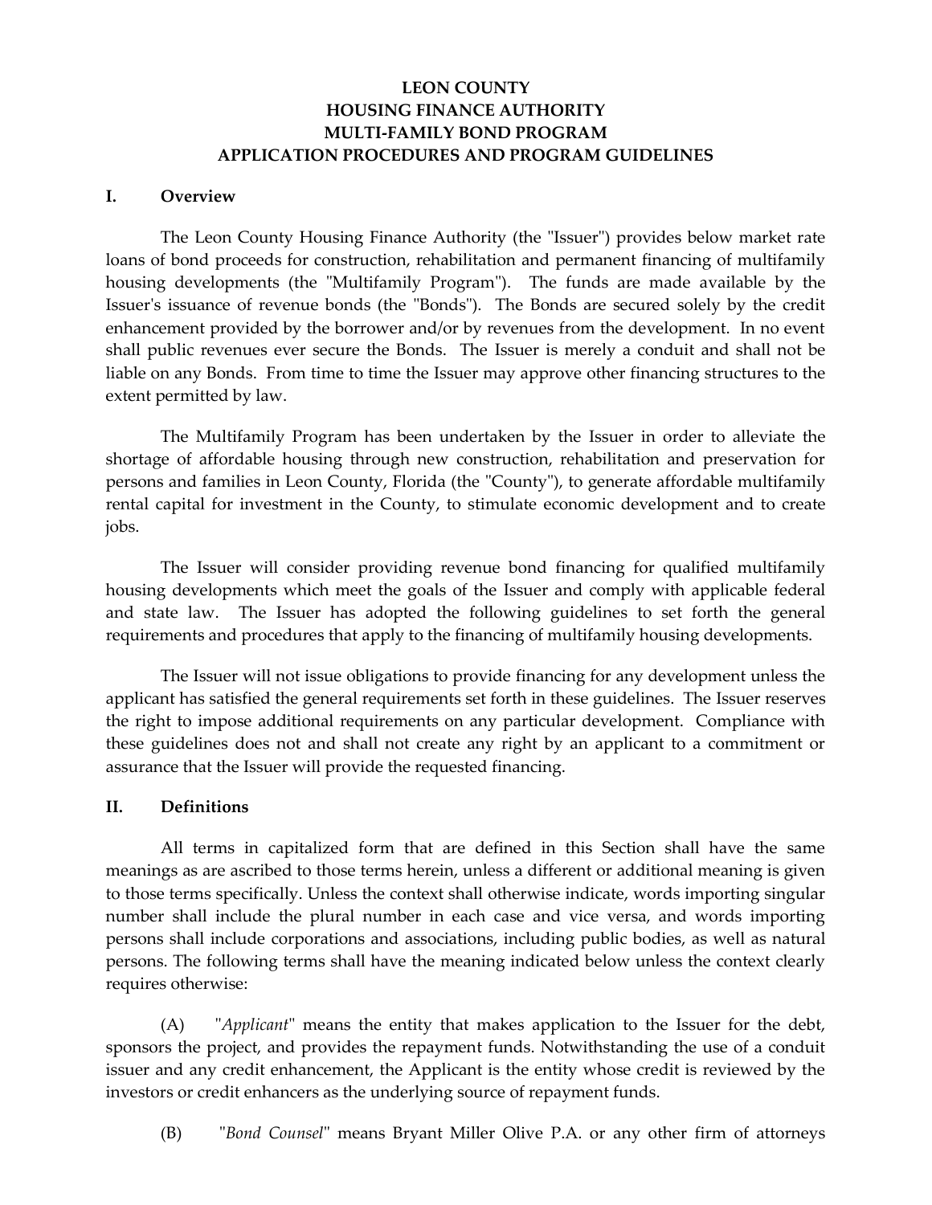# LEON COUNTY HOUSING FINANCE AUTHORITY MULTI-FAMILY BOND PROGRAM APPLICATION PROCEDURES AND PROGRAM GUIDELINES

## I. Overview

The Leon County Housing Finance Authority (the "Issuer") provides below market rate loans of bond proceeds for construction, rehabilitation and permanent financing of multifamily housing developments (the "Multifamily Program"). The funds are made available by the Issuer's issuance of revenue bonds (the "Bonds"). The Bonds are secured solely by the credit enhancement provided by the borrower and/or by revenues from the development. In no event shall public revenues ever secure the Bonds. The Issuer is merely a conduit and shall not be liable on any Bonds. From time to time the Issuer may approve other financing structures to the extent permitted by law.

The Multifamily Program has been undertaken by the Issuer in order to alleviate the shortage of affordable housing through new construction, rehabilitation and preservation for persons and families in Leon County, Florida (the "County"), to generate affordable multifamily rental capital for investment in the County, to stimulate economic development and to create jobs.

The Issuer will consider providing revenue bond financing for qualified multifamily housing developments which meet the goals of the Issuer and comply with applicable federal and state law. The Issuer has adopted the following guidelines to set forth the general requirements and procedures that apply to the financing of multifamily housing developments.

The Issuer will not issue obligations to provide financing for any development unless the applicant has satisfied the general requirements set forth in these guidelines. The Issuer reserves the right to impose additional requirements on any particular development. Compliance with these guidelines does not and shall not create any right by an applicant to a commitment or assurance that the Issuer will provide the requested financing.

## II. Definitions

All terms in capitalized form that are defined in this Section shall have the same meanings as are ascribed to those terms herein, unless a different or additional meaning is given to those terms specifically. Unless the context shall otherwise indicate, words importing singular number shall include the plural number in each case and vice versa, and words importing persons shall include corporations and associations, including public bodies, as well as natural persons. The following terms shall have the meaning indicated below unless the context clearly requires otherwise:

(A) "*Applicant*" means the entity that makes application to the Issuer for the debt, sponsors the project, and provides the repayment funds. Notwithstanding the use of a conduit issuer and any credit enhancement, the Applicant is the entity whose credit is reviewed by the investors or credit enhancers as the underlying source of repayment funds.

(B) "*Bond Counsel*" means Bryant Miller Olive P.A. or any other firm of attorneys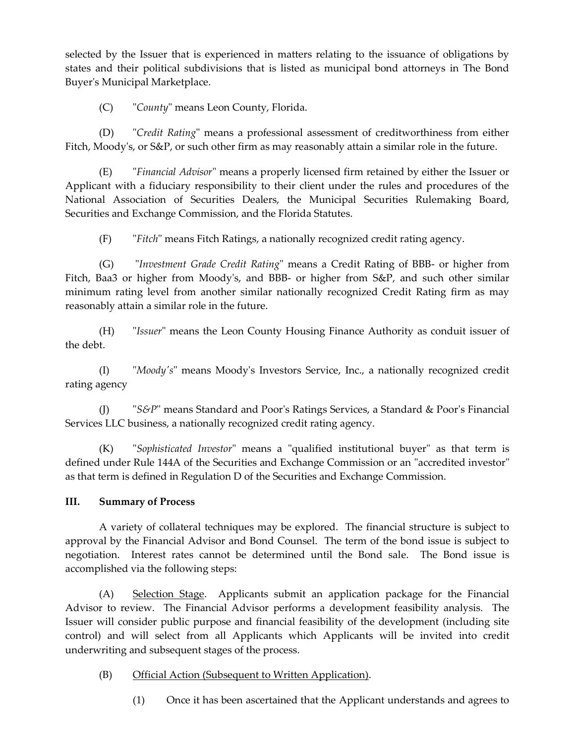selected by the Issuer that is experienced in matters relating to the issuance of obligations by states and their political subdivisions that is listed as municipal bond attorneys in The Bond Buyer's Municipal Marketplace.

(C) "*County*" means Leon County, Florida.

(D) "*Credit Rating*" means a professional assessment of creditworthiness from either Fitch, Moody's, or S&P, or such other firm as may reasonably attain a similar role in the future.

(E) "*Financial Advisor*" means a properly licensed firm retained by either the Issuer or Applicant with a fiduciary responsibility to their client under the rules and procedures of the National Association of Securities Dealers, the Municipal Securities Rulemaking Board, Securities and Exchange Commission, and the Florida Statutes.

(F) "*Fitch*" means Fitch Ratings, a nationally recognized credit rating agency.

(G) "*Investment Grade Credit Rating*" means a Credit Rating of BBB- or higher from Fitch, Baa3 or higher from Moody's, and BBB- or higher from S&P, and such other similar minimum rating level from another similar nationally recognized Credit Rating firm as may reasonably attain a similar role in the future.

(H) "*Issuer*" means the Leon County Housing Finance Authority as conduit issuer of the debt.

(I) "*Moody's*" means Moody's Investors Service, Inc., a nationally recognized credit rating agency

(J) "*S&P*" means Standard and Poor's Ratings Services, a Standard & Poor's Financial Services LLC business, a nationally recognized credit rating agency.

(K) "*Sophisticated Investor*" means a "qualified institutional buyer" as that term is defined under Rule 144A of the Securities and Exchange Commission or an "accredited investor" as that term is defined in Regulation D of the Securities and Exchange Commission.

## III. Summary of Process

A variety of collateral techniques may be explored. The financial structure is subject to approval by the Financial Advisor and Bond Counsel. The term of the bond issue is subject to negotiation. Interest rates cannot be determined until the Bond sale. The Bond issue is accomplished via the following steps:

(A) Selection Stage. Applicants submit an application package for the Financial Advisor to review. The Financial Advisor performs a development feasibility analysis. The Issuer will consider public purpose and financial feasibility of the development (including site control) and will select from all Applicants which Applicants will be invited into credit underwriting and subsequent stages of the process.

(B) Official Action (Subsequent to Written Application).

(1) Once it has been ascertained that the Applicant understands and agrees to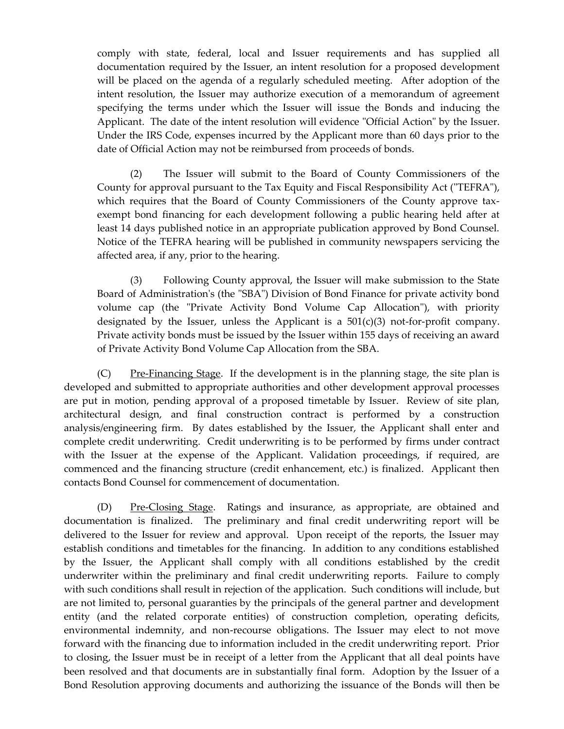comply with state, federal, local and Issuer requirements and has supplied all documentation required by the Issuer, an intent resolution for a proposed development will be placed on the agenda of a regularly scheduled meeting. After adoption of the intent resolution, the Issuer may authorize execution of a memorandum of agreement specifying the terms under which the Issuer will issue the Bonds and inducing the Applicant. The date of the intent resolution will evidence "Official Action" by the Issuer. Under the IRS Code, expenses incurred by the Applicant more than 60 days prior to the date of Official Action may not be reimbursed from proceeds of bonds.

(2) The Issuer will submit to the Board of County Commissioners of the County for approval pursuant to the Tax Equity and Fiscal Responsibility Act ("TEFRA"), which requires that the Board of County Commissioners of the County approve tax-exempt bond financing for each development following a public hearing held after at least 14 days published notice in an appropriate publication approved by Bond Counsel. Notice of the TEFRA hearing will be published in community newspapers servicing the affected area, if any, prior to the hearing.

(3) Following County approval, the Issuer will make submission to the State Board of Administration's (the "SBA") Division of Bond Finance for private activity bond volume cap (the "Private Activity Bond Volume Cap Allocation"), with priority designated by the Issuer, unless the Applicant is a 501(c)(3) not-for-profit company. Private activity bonds must be issued by the Issuer within 155 days of receiving an award of Private Activity Bond Volume Cap Allocation from the SBA.

(C) Pre-Financing Stage. If the development is in the planning stage, the site plan is developed and submitted to appropriate authorities and other development approval processes are put in motion, pending approval of a proposed timetable by Issuer. Review of site plan, architectural design, and final construction contract is performed by a construction analysis/engineering firm. By dates established by the Issuer, the Applicant shall enter and complete credit underwriting. Credit underwriting is to be performed by firms under contract with the Issuer at the expense of the Applicant. Validation proceedings, if required, are commenced and the financing structure (credit enhancement, etc.) is finalized. Applicant then contacts Bond Counsel for commencement of documentation.

(D) Pre-Closing Stage. Ratings and insurance, as appropriate, are obtained and documentation is finalized. The preliminary and final credit underwriting report will be delivered to the Issuer for review and approval. Upon receipt of the reports, the Issuer may establish conditions and timetables for the financing. In addition to any conditions established by the Issuer, the Applicant shall comply with all conditions established by the credit underwriter within the preliminary and final credit underwriting reports. Failure to comply with such conditions shall result in rejection of the application. Such conditions will include, but are not limited to, personal guaranties by the principals of the general partner and development entity (and the related corporate entities) of construction completion, operating deficits, environmental indemnity, and non-recourse obligations. The Issuer may elect to not move forward with the financing due to information included in the credit underwriting report. Prior to closing, the Issuer must be in receipt of a letter from the Applicant that all deal points have been resolved and that documents are in substantially final form. Adoption by the Issuer of a Bond Resolution approving documents and authorizing the issuance of the Bonds will then be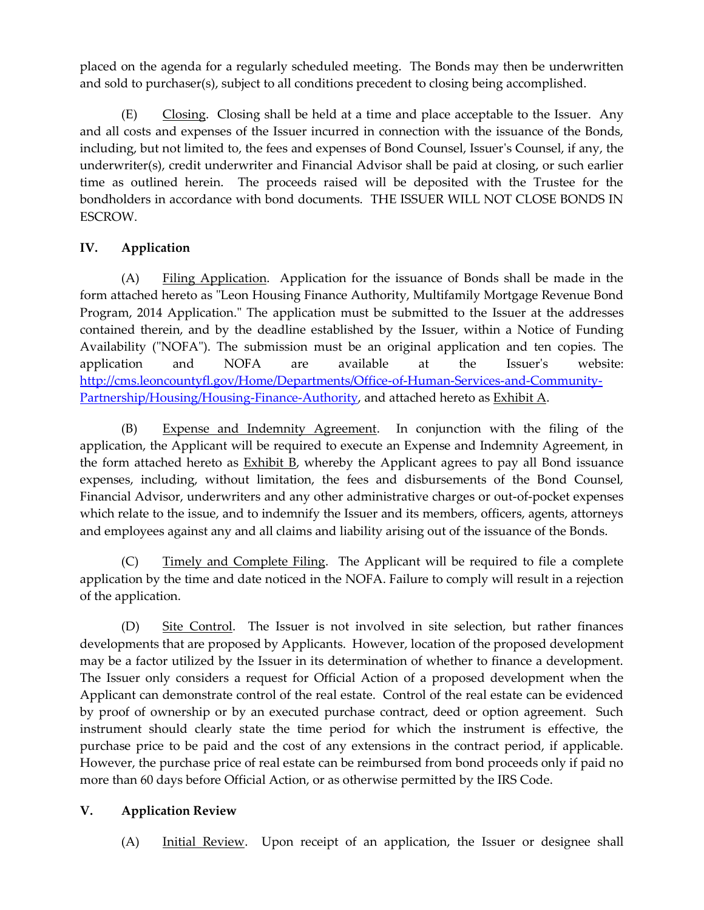placed on the agenda for a regularly scheduled meeting. The Bonds may then be underwritten and sold to purchaser(s), subject to all conditions precedent to closing being accomplished.

(E) Closing. Closing shall be held at a time and place acceptable to the Issuer. Any and all costs and expenses of the Issuer incurred in connection with the issuance of the Bonds, including, but not limited to, the fees and expenses of Bond Counsel, Issuer's Counsel, if any, the underwriter(s), credit underwriter and Financial Advisor shall be paid at closing, or such earlier time as outlined herein. The proceeds raised will be deposited with the Trustee for the bondholders in accordance with bond documents. THE ISSUER WILL NOT CLOSE BONDS IN ESCROW.

## IV. Application

(A) Filing Application. Application for the issuance of Bonds shall be made in the form attached hereto as "Leon Housing Finance Authority, Multifamily Mortgage Revenue Bond Program, 2014 Application." The application must be submitted to the Issuer at the addresses contained therein, and by the deadline established by the Issuer, within a Notice of Funding Availability ("NOFA"). The submission must be an original application and ten copies. The application and NOFA are available at the Issuer's website: http://cms.leoncountyfl.gov/Home/Departments/Office-of-Human-Services-and-Community-Partnership/Housing/Housing-Finance-Authority, and attached hereto as Exhibit A.

(B) Expense and Indemnity Agreement. In conjunction with the filing of the application, the Applicant will be required to execute an Expense and Indemnity Agreement, in the form attached hereto as Exhibit B, whereby the Applicant agrees to pay all Bond issuance expenses, including, without limitation, the fees and disbursements of the Bond Counsel, Financial Advisor, underwriters and any other administrative charges or out-of-pocket expenses which relate to the issue, and to indemnify the Issuer and its members, officers, agents, attorneys and employees against any and all claims and liability arising out of the issuance of the Bonds.

(C) Timely and Complete Filing. The Applicant will be required to file a complete application by the time and date noticed in the NOFA. Failure to comply will result in a rejection of the application.

(D) Site Control. The Issuer is not involved in site selection, but rather finances developments that are proposed by Applicants. However, location of the proposed development may be a factor utilized by the Issuer in its determination of whether to finance a development. The Issuer only considers a request for Official Action of a proposed development when the Applicant can demonstrate control of the real estate. Control of the real estate can be evidenced by proof of ownership or by an executed purchase contract, deed or option agreement. Such instrument should clearly state the time period for which the instrument is effective, the purchase price to be paid and the cost of any extensions in the contract period, if applicable. However, the purchase price of real estate can be reimbursed from bond proceeds only if paid no more than 60 days before Official Action, or as otherwise permitted by the IRS Code.

## V. Application Review

(A) Initial Review. Upon receipt of an application, the Issuer or designee shall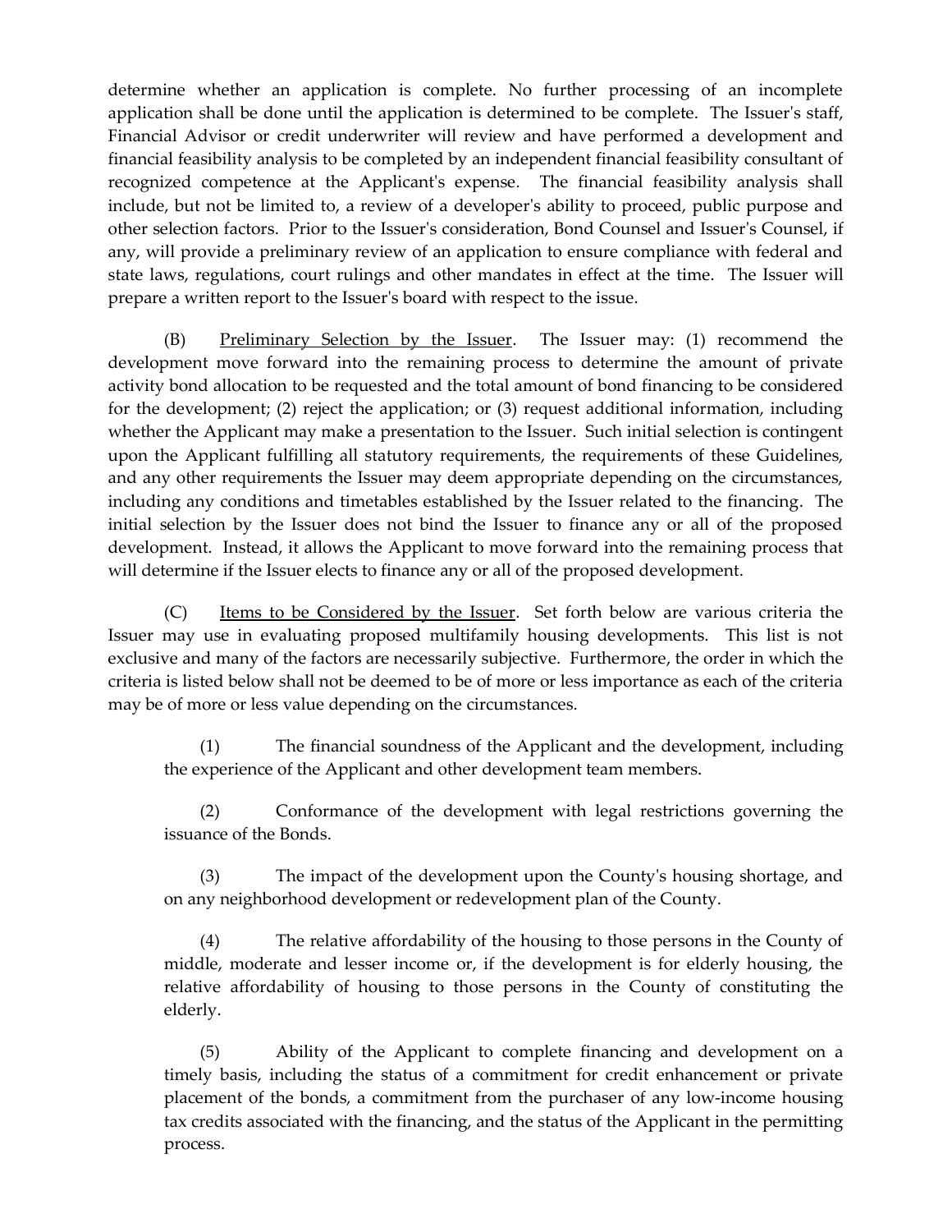determine whether an application is complete. No further processing of an incomplete application shall be done until the application is determined to be complete. The Issuer's staff, Financial Advisor or credit underwriter will review and have performed a development and financial feasibility analysis to be completed by an independent financial feasibility consultant of recognized competence at the Applicant's expense. The financial feasibility analysis shall include, but not be limited to, a review of a developer's ability to proceed, public purpose and other selection factors. Prior to the Issuer's consideration, Bond Counsel and Issuer's Counsel, if any, will provide a preliminary review of an application to ensure compliance with federal and state laws, regulations, court rulings and other mandates in effect at the time. The Issuer will prepare a written report to the Issuer's board with respect to the issue.

(B) Preliminary Selection by the Issuer. The Issuer may: (1) recommend the development move forward into the remaining process to determine the amount of private activity bond allocation to be requested and the total amount of bond financing to be considered for the development; (2) reject the application; or (3) request additional information, including whether the Applicant may make a presentation to the Issuer. Such initial selection is contingent upon the Applicant fulfilling all statutory requirements, the requirements of these Guidelines, and any other requirements the Issuer may deem appropriate depending on the circumstances, including any conditions and timetables established by the Issuer related to the financing. The initial selection by the Issuer does not bind the Issuer to finance any or all of the proposed development. Instead, it allows the Applicant to move forward into the remaining process that will determine if the Issuer elects to finance any or all of the proposed development.

(C) Items to be Considered by the Issuer. Set forth below are various criteria the Issuer may use in evaluating proposed multifamily housing developments. This list is not exclusive and many of the factors are necessarily subjective. Furthermore, the order in which the criteria is listed below shall not be deemed to be of more or less importance as each of the criteria may be of more or less value depending on the circumstances.

(1) The financial soundness of the Applicant and the development, including the experience of the Applicant and other development team members.

(2) Conformance of the development with legal restrictions governing the issuance of the Bonds.

(3) The impact of the development upon the County's housing shortage, and on any neighborhood development or redevelopment plan of the County.

(4) The relative affordability of the housing to those persons in the County of middle, moderate and lesser income or, if the development is for elderly housing, the relative affordability of housing to those persons in the County of constituting the elderly.

(5) Ability of the Applicant to complete financing and development on a timely basis, including the status of a commitment for credit enhancement or private placement of the bonds, a commitment from the purchaser of any low-income housing tax credits associated with the financing, and the status of the Applicant in the permitting process.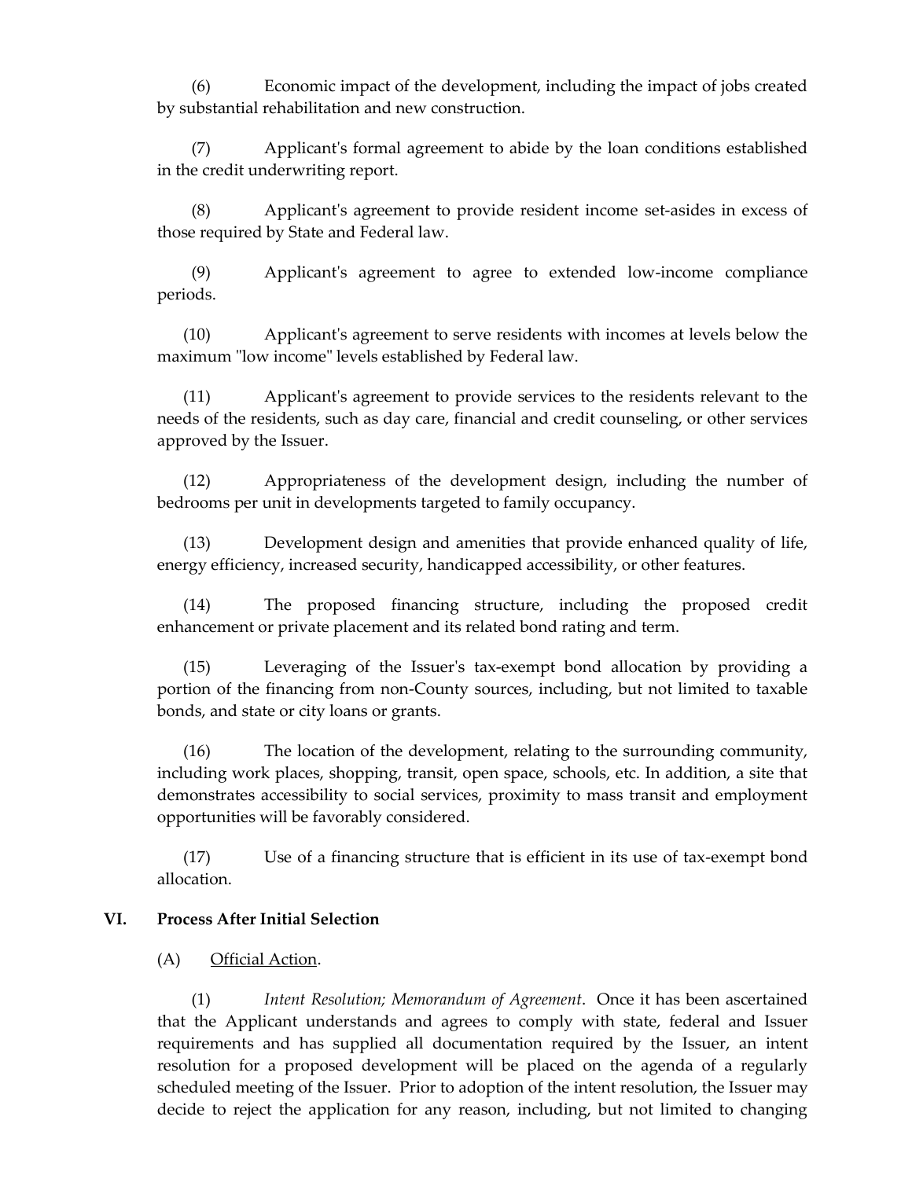(6) Economic impact of the development, including the impact of jobs created by substantial rehabilitation and new construction.

(7) Applicant's formal agreement to abide by the loan conditions established in the credit underwriting report.

(8) Applicant's agreement to provide resident income set-asides in excess of those required by State and Federal law.

(9) Applicant's agreement to agree to extended low-income compliance periods.

(10) Applicant's agreement to serve residents with incomes at levels below the maximum "low income" levels established by Federal law.

(11) Applicant's agreement to provide services to the residents relevant to the needs of the residents, such as day care, financial and credit counseling, or other services approved by the Issuer.

(12) Appropriateness of the development design, including the number of bedrooms per unit in developments targeted to family occupancy.

(13) Development design and amenities that provide enhanced quality of life, energy efficiency, increased security, handicapped accessibility, or other features.

(14) The proposed financing structure, including the proposed credit enhancement or private placement and its related bond rating and term.

(15) Leveraging of the Issuer's tax-exempt bond allocation by providing a portion of the financing from non-County sources, including, but not limited to taxable bonds, and state or city loans or grants.

(16) The location of the development, relating to the surrounding community, including work places, shopping, transit, open space, schools, etc. In addition, a site that demonstrates accessibility to social services, proximity to mass transit and employment opportunities will be favorably considered.

(17) Use of a financing structure that is efficient in its use of tax-exempt bond allocation.

## VI. Process After Initial Selection

(A) Official Action.

(1) *Intent Resolution; Memorandum of Agreement*. Once it has been ascertained that the Applicant understands and agrees to comply with state, federal and Issuer requirements and has supplied all documentation required by the Issuer, an intent resolution for a proposed development will be placed on the agenda of a regularly scheduled meeting of the Issuer. Prior to adoption of the intent resolution, the Issuer may decide to reject the application for any reason, including, but not limited to changing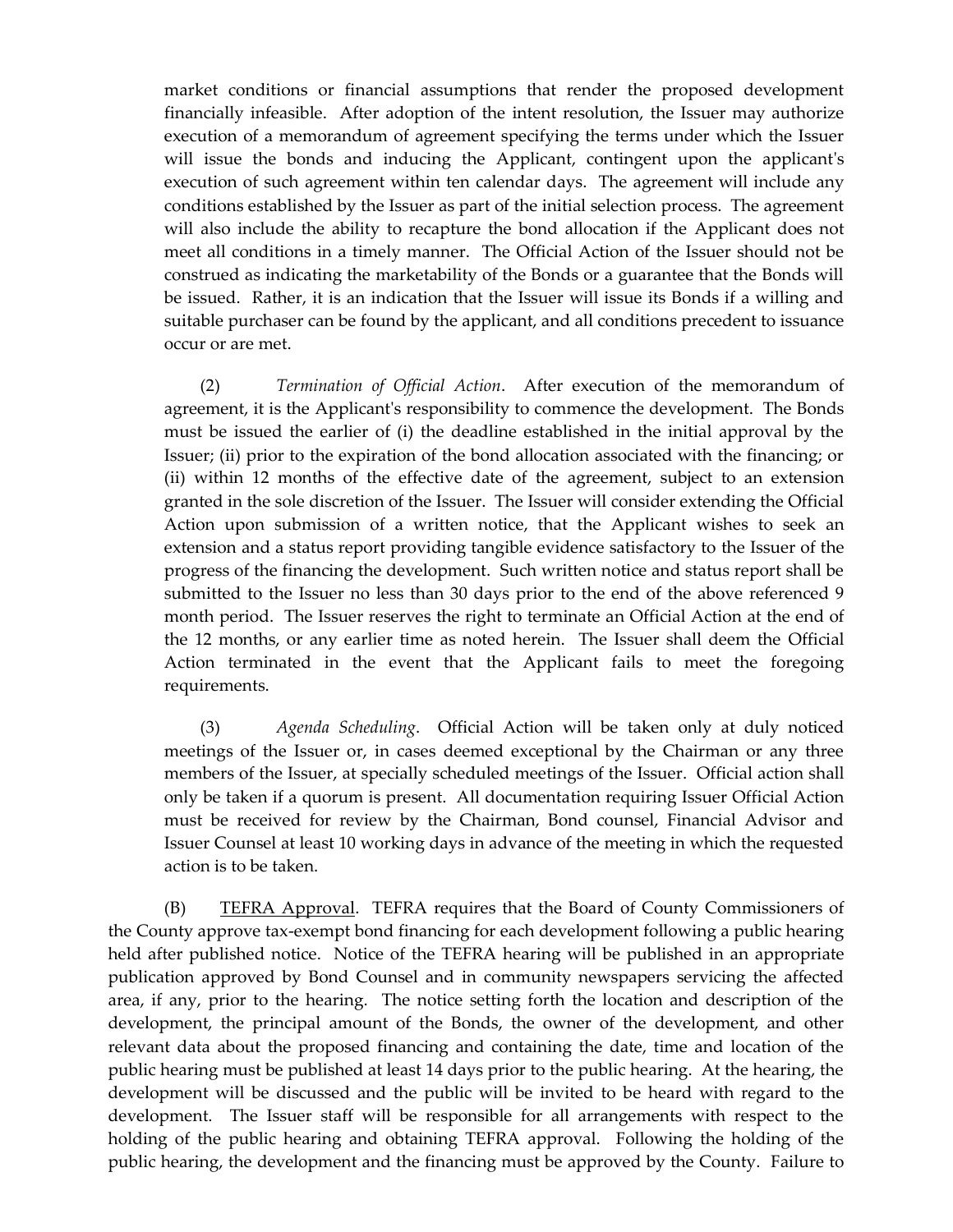market conditions or financial assumptions that render the proposed development financially infeasible. After adoption of the intent resolution, the Issuer may authorize execution of a memorandum of agreement specifying the terms under which the Issuer will issue the bonds and inducing the Applicant, contingent upon the applicant's execution of such agreement within ten calendar days. The agreement will include any conditions established by the Issuer as part of the initial selection process. The agreement will also include the ability to recapture the bond allocation if the Applicant does not meet all conditions in a timely manner. The Official Action of the Issuer should not be construed as indicating the marketability of the Bonds or a guarantee that the Bonds will be issued. Rather, it is an indication that the Issuer will issue its Bonds if a willing and suitable purchaser can be found by the applicant, and all conditions precedent to issuance occur or are met.

(2) *Termination of Official Action*. After execution of the memorandum of agreement, it is the Applicant's responsibility to commence the development. The Bonds must be issued the earlier of (i) the deadline established in the initial approval by the Issuer; (ii) prior to the expiration of the bond allocation associated with the financing; or (ii) within 12 months of the effective date of the agreement, subject to an extension granted in the sole discretion of the Issuer. The Issuer will consider extending the Official Action upon submission of a written notice, that the Applicant wishes to seek an extension and a status report providing tangible evidence satisfactory to the Issuer of the progress of the financing the development. Such written notice and status report shall be submitted to the Issuer no less than 30 days prior to the end of the above referenced 9 month period. The Issuer reserves the right to terminate an Official Action at the end of the 12 months, or any earlier time as noted herein. The Issuer shall deem the Official Action terminated in the event that the Applicant fails to meet the foregoing requirements.

(3) *Agenda Scheduling*. Official Action will be taken only at duly noticed meetings of the Issuer or, in cases deemed exceptional by the Chairman or any three members of the Issuer, at specially scheduled meetings of the Issuer. Official action shall only be taken if a quorum is present. All documentation requiring Issuer Official Action must be received for review by the Chairman, Bond counsel, Financial Advisor and Issuer Counsel at least 10 working days in advance of the meeting in which the requested action is to be taken.

(B) <u>TEFRA Approval</u>. TEFRA requires that the Board of County Commissioners of the County approve tax-exempt bond financing for each development following a public hearing held after published notice. Notice of the TEFRA hearing will be published in an appropriate publication approved by Bond Counsel and in community newspapers servicing the affected area, if any, prior to the hearing. The notice setting forth the location and description of the development, the principal amount of the Bonds, the owner of the development, and other relevant data about the proposed financing and containing the date, time and location of the public hearing must be published at least 14 days prior to the public hearing. At the hearing, the development will be discussed and the public will be invited to be heard with regard to the development. The Issuer staff will be responsible for all arrangements with respect to the holding of the public hearing and obtaining TEFRA approval. Following the holding of the public hearing, the development and the financing must be approved by the County. Failure to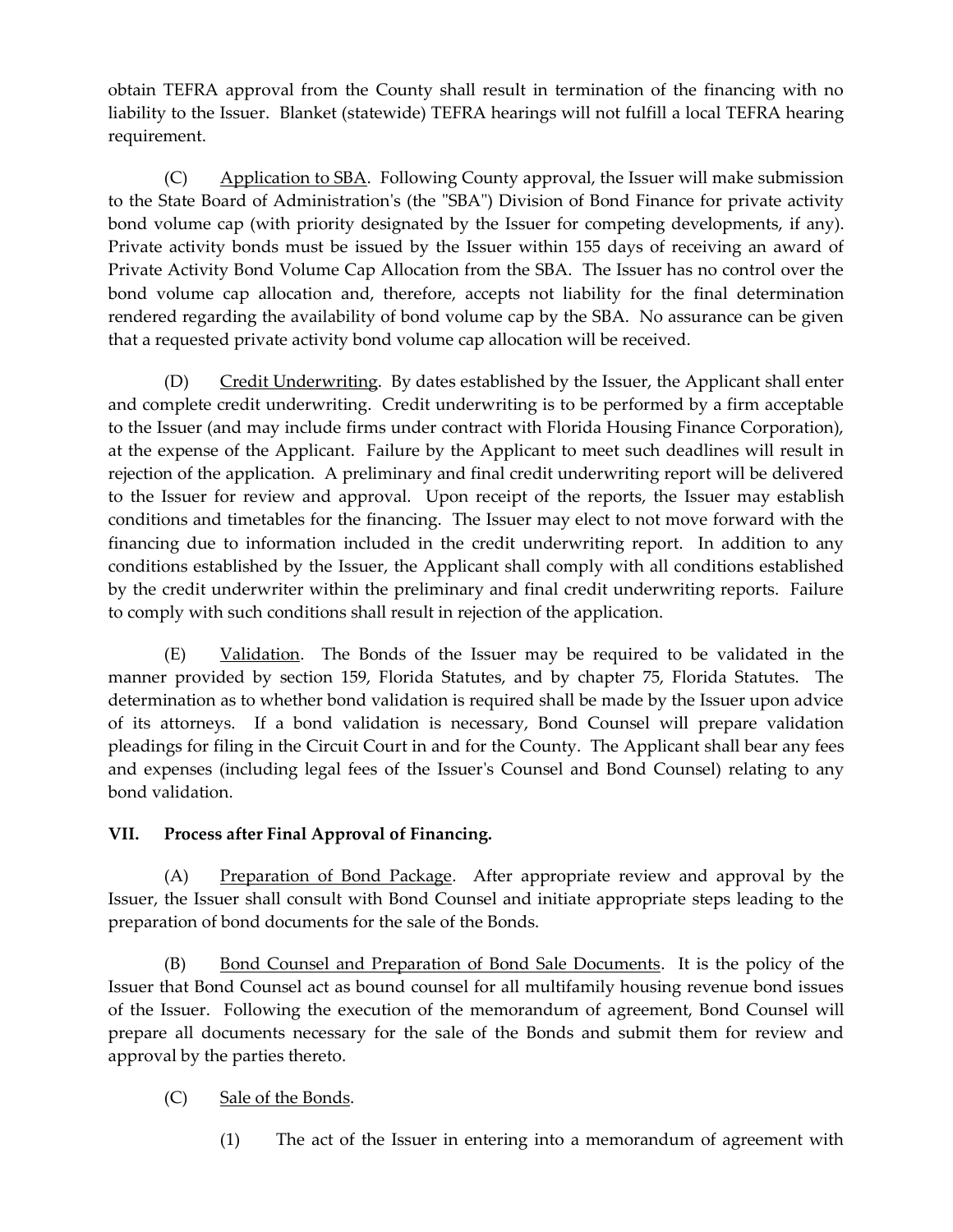obtain TEFRA approval from the County shall result in termination of the financing with no liability to the Issuer. Blanket (statewide) TEFRA hearings will not fulfill a local TEFRA hearing requirement.

(C) Application to SBA. Following County approval, the Issuer will make submission to the State Board of Administration's (the "SBA") Division of Bond Finance for private activity bond volume cap (with priority designated by the Issuer for competing developments, if any). Private activity bonds must be issued by the Issuer within 155 days of receiving an award of Private Activity Bond Volume Cap Allocation from the SBA. The Issuer has no control over the bond volume cap allocation and, therefore, accepts not liability for the final determination rendered regarding the availability of bond volume cap by the SBA. No assurance can be given that a requested private activity bond volume cap allocation will be received.

(D) Credit Underwriting. By dates established by the Issuer, the Applicant shall enter and complete credit underwriting. Credit underwriting is to be performed by a firm acceptable to the Issuer (and may include firms under contract with Florida Housing Finance Corporation), at the expense of the Applicant. Failure by the Applicant to meet such deadlines will result in rejection of the application. A preliminary and final credit underwriting report will be delivered to the Issuer for review and approval. Upon receipt of the reports, the Issuer may establish conditions and timetables for the financing. The Issuer may elect to not move forward with the financing due to information included in the credit underwriting report. In addition to any conditions established by the Issuer, the Applicant shall comply with all conditions established by the credit underwriter within the preliminary and final credit underwriting reports. Failure to comply with such conditions shall result in rejection of the application.

(E) Validation. The Bonds of the Issuer may be required to be validated in the manner provided by section 159, Florida Statutes, and by chapter 75, Florida Statutes. The determination as to whether bond validation is required shall be made by the Issuer upon advice of its attorneys. If a bond validation is necessary, Bond Counsel will prepare validation pleadings for filing in the Circuit Court in and for the County. The Applicant shall bear any fees and expenses (including legal fees of the Issuer's Counsel and Bond Counsel) relating to any bond validation.

## VII. Process after Final Approval of Financing.

(A) Preparation of Bond Package. After appropriate review and approval by the Issuer, the Issuer shall consult with Bond Counsel and initiate appropriate steps leading to the preparation of bond documents for the sale of the Bonds.

(B) Bond Counsel and Preparation of Bond Sale Documents. It is the policy of the Issuer that Bond Counsel act as bound counsel for all multifamily housing revenue bond issues of the Issuer. Following the execution of the memorandum of agreement, Bond Counsel will prepare all documents necessary for the sale of the Bonds and submit them for review and approval by the parties thereto.

(C) Sale of the Bonds.

(1) The act of the Issuer in entering into a memorandum of agreement with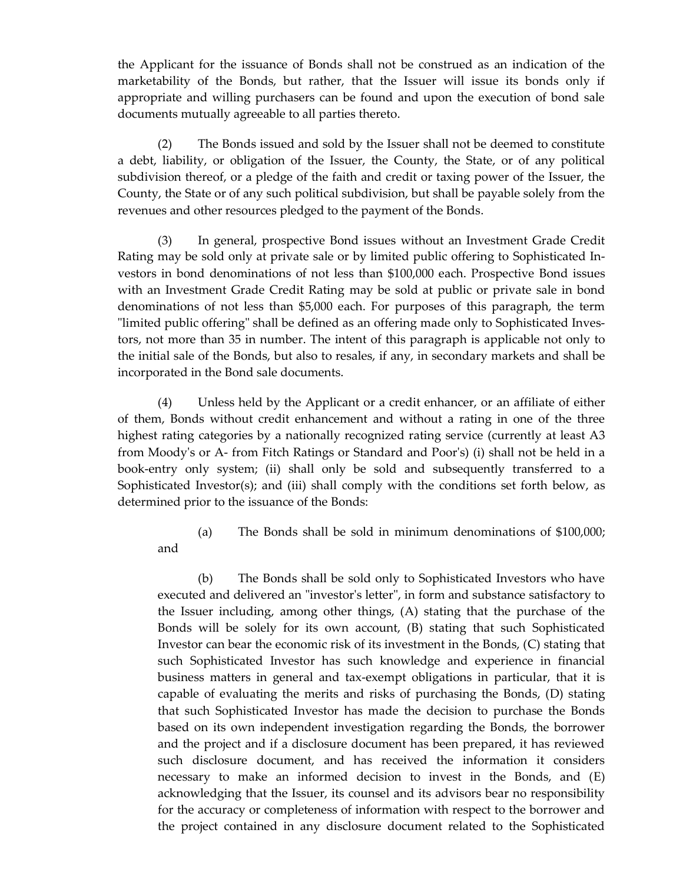the Applicant for the issuance of Bonds shall not be construed as an indication of the marketability of the Bonds, but rather, that the Issuer will issue its bonds only if appropriate and willing purchasers can be found and upon the execution of bond sale documents mutually agreeable to all parties thereto.

(2) The Bonds issued and sold by the Issuer shall not be deemed to constitute a debt, liability, or obligation of the Issuer, the County, the State, or of any political subdivision thereof, or a pledge of the faith and credit or taxing power of the Issuer, the County, the State or of any such political subdivision, but shall be payable solely from the revenues and other resources pledged to the payment of the Bonds.

(3) In general, prospective Bond issues without an Investment Grade Credit Rating may be sold only at private sale or by limited public offering to Sophisticated Investors in bond denominations of not less than $100,000 each. Prospective Bond issues with an Investment Grade Credit Rating may be sold at public or private sale in bond denominations of not less than $5,000 each. For purposes of this paragraph, the term "limited public offering" shall be defined as an offering made only to Sophisticated Investors, not more than 35 in number. The intent of this paragraph is applicable not only to the initial sale of the Bonds, but also to resales, if any, in secondary markets and shall be incorporated in the Bond sale documents.

(4) Unless held by the Applicant or a credit enhancer, or an affiliate of either of them, Bonds without credit enhancement and without a rating in one of the three highest rating categories by a nationally recognized rating service (currently at least A3 from Moody's or A- from Fitch Ratings or Standard and Poor's) (i) shall not be held in a book-entry only system; (ii) shall only be sold and subsequently transferred to a Sophisticated Investor(s); and (iii) shall comply with the conditions set forth below, as determined prior to the issuance of the Bonds:

(a) The Bonds shall be sold in minimum denominations of $100,000; and

(b) The Bonds shall be sold only to Sophisticated Investors who have executed and delivered an "investor's letter", in form and substance satisfactory to the Issuer including, among other things, (A) stating that the purchase of the Bonds will be solely for its own account, (B) stating that such Sophisticated Investor can bear the economic risk of its investment in the Bonds, (C) stating that such Sophisticated Investor has such knowledge and experience in financial business matters in general and tax-exempt obligations in particular, that it is capable of evaluating the merits and risks of purchasing the Bonds, (D) stating that such Sophisticated Investor has made the decision to purchase the Bonds based on its own independent investigation regarding the Bonds, the borrower and the project and if a disclosure document has been prepared, it has reviewed such disclosure document, and has received the information it considers necessary to make an informed decision to invest in the Bonds, and (E) acknowledging that the Issuer, its counsel and its advisors bear no responsibility for the accuracy or completeness of information with respect to the borrower and the project contained in any disclosure document related to the Sophisticated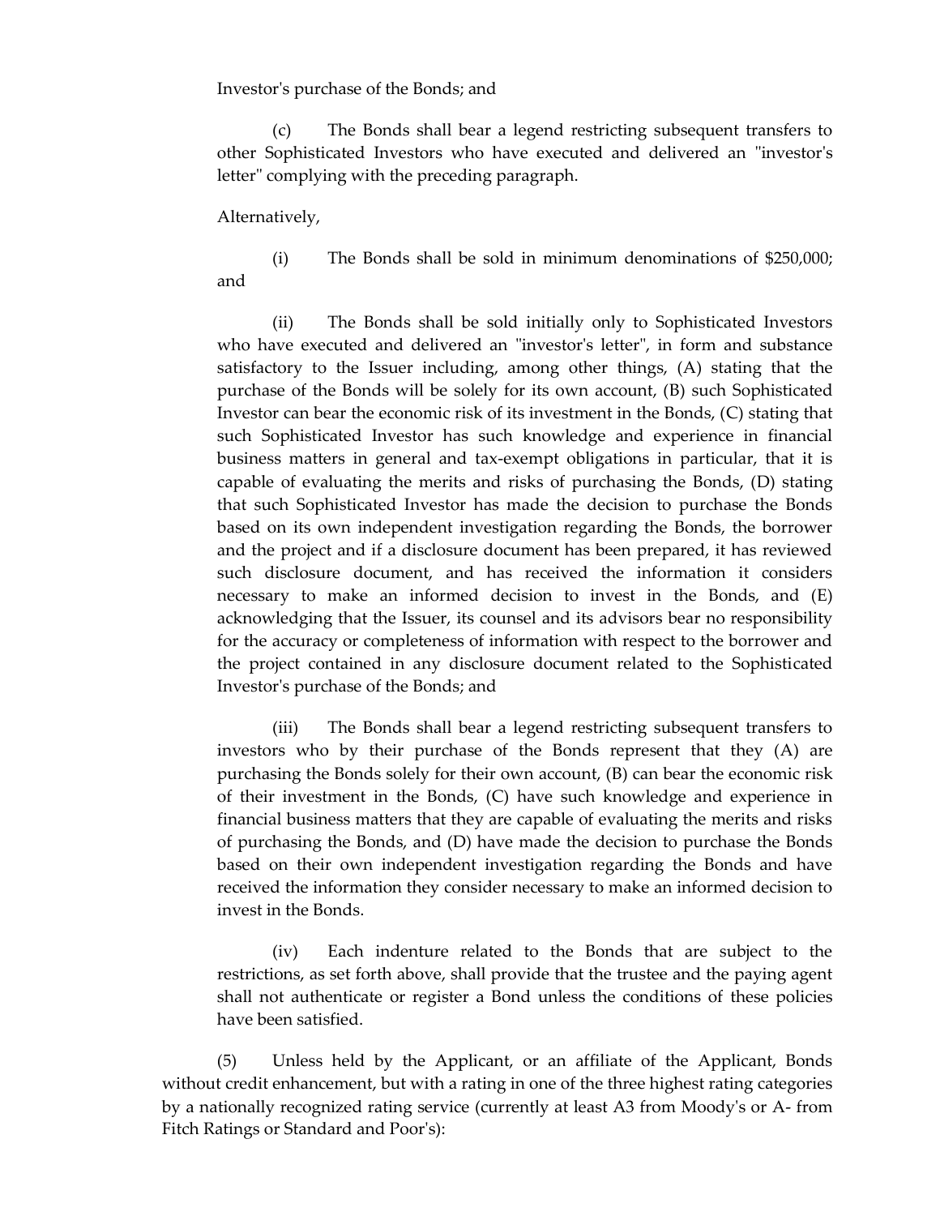Investor's purchase of the Bonds; and

(c) The Bonds shall bear a legend restricting subsequent transfers to other Sophisticated Investors who have executed and delivered an "investor's letter" complying with the preceding paragraph.

Alternatively,

(i) The Bonds shall be sold in minimum denominations of $250,000; and

(ii) The Bonds shall be sold initially only to Sophisticated Investors who have executed and delivered an "investor's letter", in form and substance satisfactory to the Issuer including, among other things, (A) stating that the purchase of the Bonds will be solely for its own account, (B) such Sophisticated Investor can bear the economic risk of its investment in the Bonds, (C) stating that such Sophisticated Investor has such knowledge and experience in financial business matters in general and tax-exempt obligations in particular, that it is capable of evaluating the merits and risks of purchasing the Bonds, (D) stating that such Sophisticated Investor has made the decision to purchase the Bonds based on its own independent investigation regarding the Bonds, the borrower and the project and if a disclosure document has been prepared, it has reviewed such disclosure document, and has received the information it considers necessary to make an informed decision to invest in the Bonds, and (E) acknowledging that the Issuer, its counsel and its advisors bear no responsibility for the accuracy or completeness of information with respect to the borrower and the project contained in any disclosure document related to the Sophisticated Investor's purchase of the Bonds; and

(iii) The Bonds shall bear a legend restricting subsequent transfers to investors who by their purchase of the Bonds represent that they (A) are purchasing the Bonds solely for their own account, (B) can bear the economic risk of their investment in the Bonds, (C) have such knowledge and experience in financial business matters that they are capable of evaluating the merits and risks of purchasing the Bonds, and (D) have made the decision to purchase the Bonds based on their own independent investigation regarding the Bonds and have received the information they consider necessary to make an informed decision to invest in the Bonds.

(iv) Each indenture related to the Bonds that are subject to the restrictions, as set forth above, shall provide that the trustee and the paying agent shall not authenticate or register a Bond unless the conditions of these policies have been satisfied.

(5) Unless held by the Applicant, or an affiliate of the Applicant, Bonds without credit enhancement, but with a rating in one of the three highest rating categories by a nationally recognized rating service (currently at least A3 from Moody's or A- from Fitch Ratings or Standard and Poor's):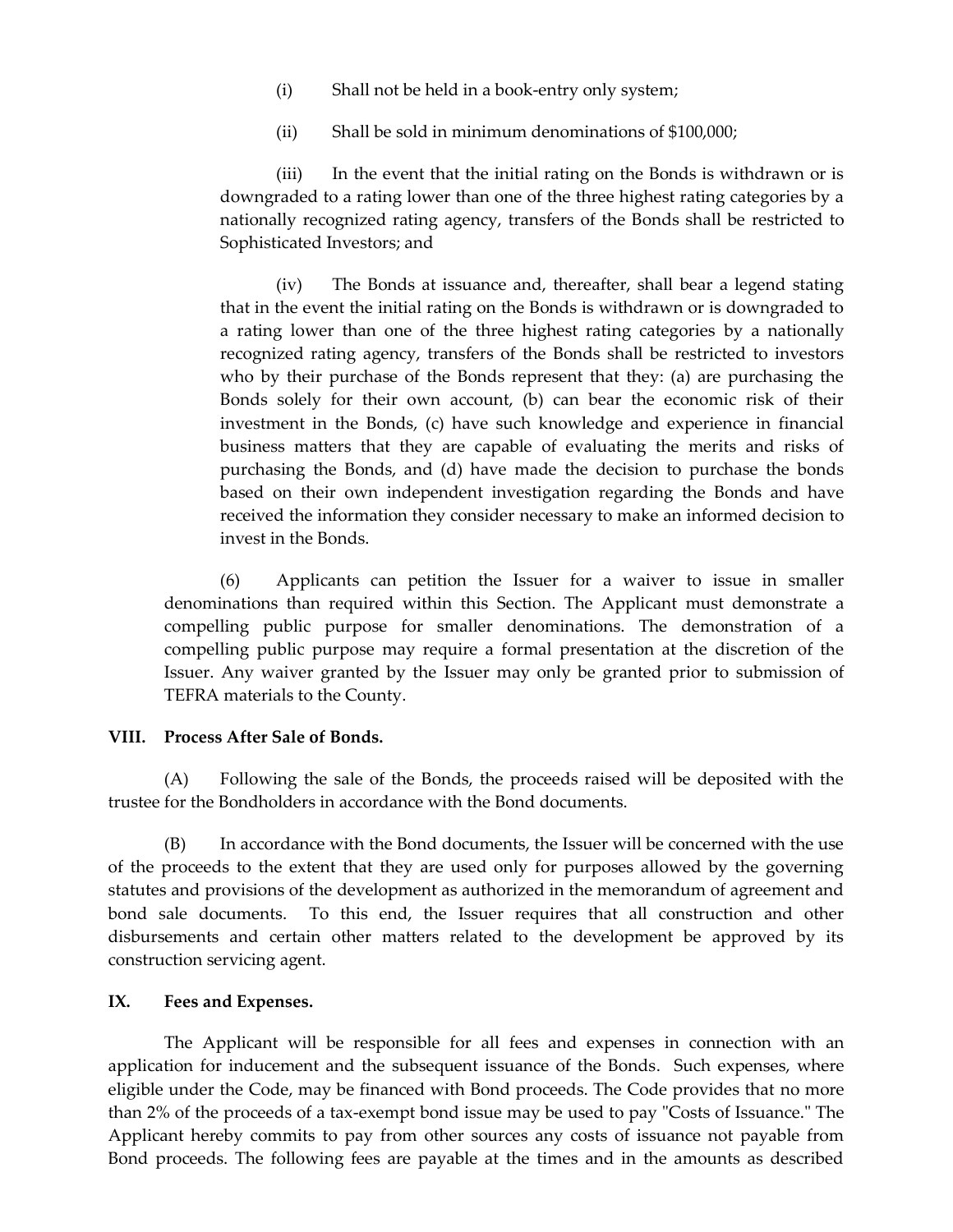(i) Shall not be held in a book-entry only system;

(ii) Shall be sold in minimum denominations of $100,000;

(iii) In the event that the initial rating on the Bonds is withdrawn or is downgraded to a rating lower than one of the three highest rating categories by a nationally recognized rating agency, transfers of the Bonds shall be restricted to Sophisticated Investors; and

(iv) The Bonds at issuance and, thereafter, shall bear a legend stating that in the event the initial rating on the Bonds is withdrawn or is downgraded to a rating lower than one of the three highest rating categories by a nationally recognized rating agency, transfers of the Bonds shall be restricted to investors who by their purchase of the Bonds represent that they: (a) are purchasing the Bonds solely for their own account, (b) can bear the economic risk of their investment in the Bonds, (c) have such knowledge and experience in financial business matters that they are capable of evaluating the merits and risks of purchasing the Bonds, and (d) have made the decision to purchase the bonds based on their own independent investigation regarding the Bonds and have received the information they consider necessary to make an informed decision to invest in the Bonds.

(6) Applicants can petition the Issuer for a waiver to issue in smaller denominations than required within this Section. The Applicant must demonstrate a compelling public purpose for smaller denominations. The demonstration of a compelling public purpose may require a formal presentation at the discretion of the Issuer. Any waiver granted by the Issuer may only be granted prior to submission of TEFRA materials to the County.

## VIII. Process After Sale of Bonds.

(A) Following the sale of the Bonds, the proceeds raised will be deposited with the trustee for the Bondholders in accordance with the Bond documents.

(B) In accordance with the Bond documents, the Issuer will be concerned with the use of the proceeds to the extent that they are used only for purposes allowed by the governing statutes and provisions of the development as authorized in the memorandum of agreement and bond sale documents. To this end, the Issuer requires that all construction and other disbursements and certain other matters related to the development be approved by its construction servicing agent.

## IX. Fees and Expenses.

The Applicant will be responsible for all fees and expenses in connection with an application for inducement and the subsequent issuance of the Bonds. Such expenses, where eligible under the Code, may be financed with Bond proceeds. The Code provides that no more than 2% of the proceeds of a tax-exempt bond issue may be used to pay "Costs of Issuance." The Applicant hereby commits to pay from other sources any costs of issuance not payable from Bond proceeds. The following fees are payable at the times and in the amounts as described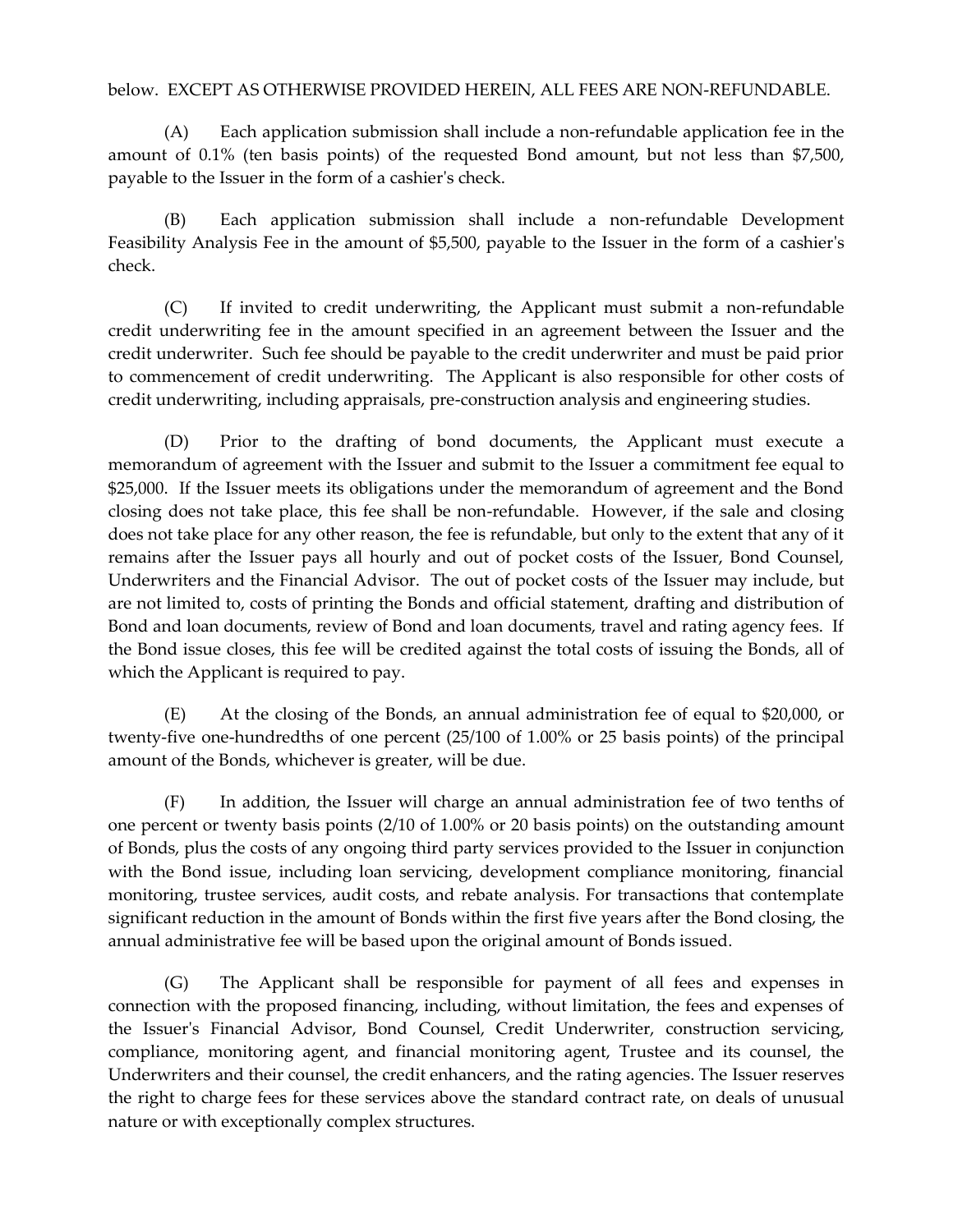below. EXCEPT AS OTHERWISE PROVIDED HEREIN, ALL FEES ARE NON-REFUNDABLE.

(A) Each application submission shall include a non-refundable application fee in the amount of 0.1% (ten basis points) of the requested Bond amount, but not less than $7,500, payable to the Issuer in the form of a cashier's check.

(B) Each application submission shall include a non-refundable Development Feasibility Analysis Fee in the amount of $5,500, payable to the Issuer in the form of a cashier's check.

(C) If invited to credit underwriting, the Applicant must submit a non-refundable credit underwriting fee in the amount specified in an agreement between the Issuer and the credit underwriter. Such fee should be payable to the credit underwriter and must be paid prior to commencement of credit underwriting. The Applicant is also responsible for other costs of credit underwriting, including appraisals, pre-construction analysis and engineering studies.

(D) Prior to the drafting of bond documents, the Applicant must execute a memorandum of agreement with the Issuer and submit to the Issuer a commitment fee equal to $25,000. If the Issuer meets its obligations under the memorandum of agreement and the Bond closing does not take place, this fee shall be non-refundable. However, if the sale and closing does not take place for any other reason, the fee is refundable, but only to the extent that any of it remains after the Issuer pays all hourly and out of pocket costs of the Issuer, Bond Counsel, Underwriters and the Financial Advisor. The out of pocket costs of the Issuer may include, but are not limited to, costs of printing the Bonds and official statement, drafting and distribution of Bond and loan documents, review of Bond and loan documents, travel and rating agency fees. If the Bond issue closes, this fee will be credited against the total costs of issuing the Bonds, all of which the Applicant is required to pay.

(E) At the closing of the Bonds, an annual administration fee of equal to $20,000, or twenty-five one-hundredths of one percent (25/100 of 1.00% or 25 basis points) of the principal amount of the Bonds, whichever is greater, will be due.

(F) In addition, the Issuer will charge an annual administration fee of two tenths of one percent or twenty basis points (2/10 of 1.00% or 20 basis points) on the outstanding amount of Bonds, plus the costs of any ongoing third party services provided to the Issuer in conjunction with the Bond issue, including loan servicing, development compliance monitoring, financial monitoring, trustee services, audit costs, and rebate analysis. For transactions that contemplate significant reduction in the amount of Bonds within the first five years after the Bond closing, the annual administrative fee will be based upon the original amount of Bonds issued.

(G) The Applicant shall be responsible for payment of all fees and expenses in connection with the proposed financing, including, without limitation, the fees and expenses of the Issuer's Financial Advisor, Bond Counsel, Credit Underwriter, construction servicing, compliance, monitoring agent, and financial monitoring agent, Trustee and its counsel, the Underwriters and their counsel, the credit enhancers, and the rating agencies. The Issuer reserves the right to charge fees for these services above the standard contract rate, on deals of unusual nature or with exceptionally complex structures.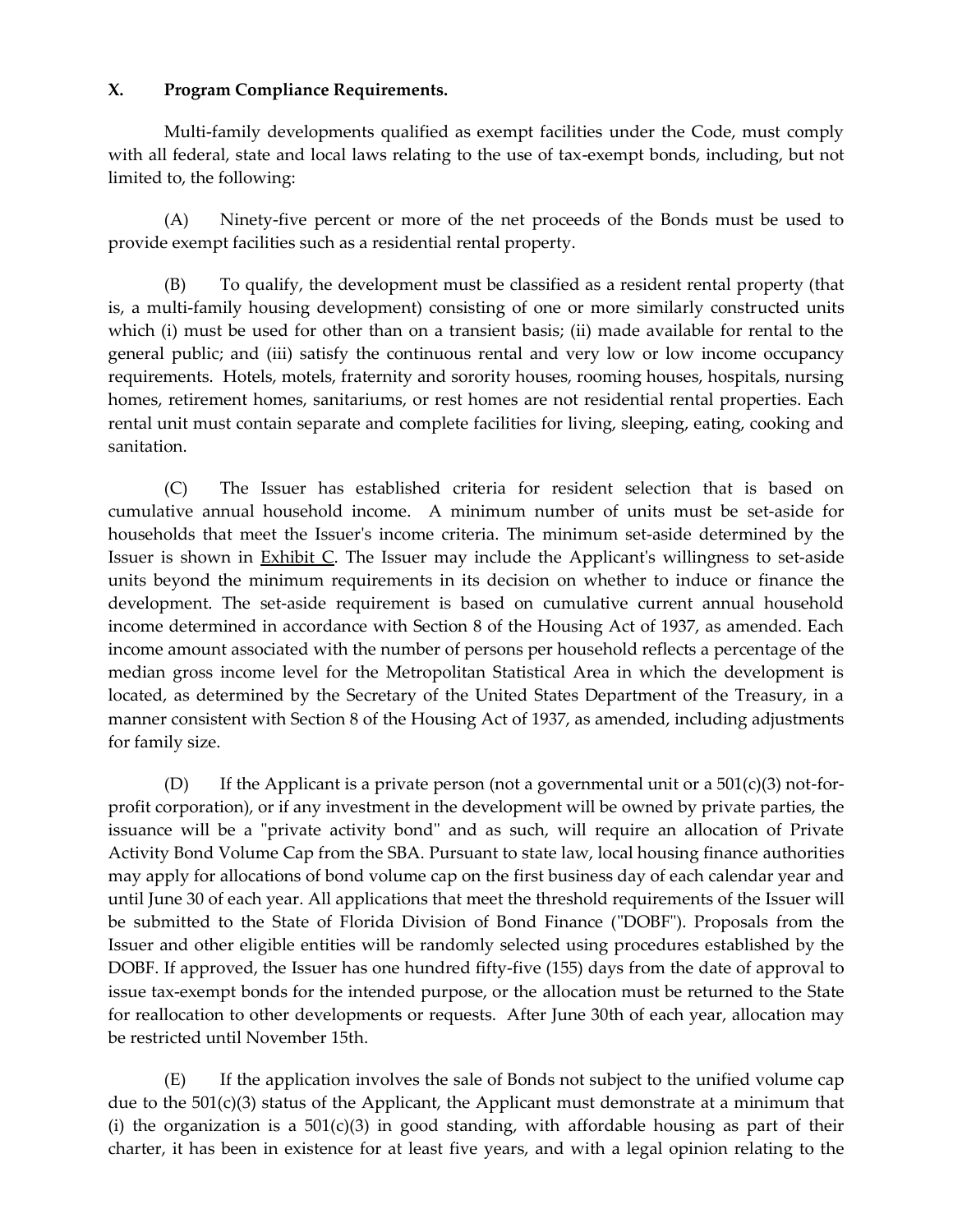## X. Program Compliance Requirements.

Multi-family developments qualified as exempt facilities under the Code, must comply with all federal, state and local laws relating to the use of tax-exempt bonds, including, but not limited to, the following:

(A) Ninety-five percent or more of the net proceeds of the Bonds must be used to provide exempt facilities such as a residential rental property.

(B) To qualify, the development must be classified as a resident rental property (that is, a multi-family housing development) consisting of one or more similarly constructed units which (i) must be used for other than on a transient basis; (ii) made available for rental to the general public; and (iii) satisfy the continuous rental and very low or low income occupancy requirements. Hotels, motels, fraternity and sorority houses, rooming houses, hospitals, nursing homes, retirement homes, sanitariums, or rest homes are not residential rental properties. Each rental unit must contain separate and complete facilities for living, sleeping, eating, cooking and sanitation.

(C) The Issuer has established criteria for resident selection that is based on cumulative annual household income. A minimum number of units must be set-aside for households that meet the Issuer's income criteria. The minimum set-aside determined by the Issuer is shown in Exhibit C. The Issuer may include the Applicant's willingness to set-aside units beyond the minimum requirements in its decision on whether to induce or finance the development. The set-aside requirement is based on cumulative current annual household income determined in accordance with Section 8 of the Housing Act of 1937, as amended. Each income amount associated with the number of persons per household reflects a percentage of the median gross income level for the Metropolitan Statistical Area in which the development is located, as determined by the Secretary of the United States Department of the Treasury, in a manner consistent with Section 8 of the Housing Act of 1937, as amended, including adjustments for family size.

(D) If the Applicant is a private person (not a governmental unit or a 501(c)(3) not-for-profit corporation), or if any investment in the development will be owned by private parties, the issuance will be a "private activity bond" and as such, will require an allocation of Private Activity Bond Volume Cap from the SBA. Pursuant to state law, local housing finance authorities may apply for allocations of bond volume cap on the first business day of each calendar year and until June 30 of each year. All applications that meet the threshold requirements of the Issuer will be submitted to the State of Florida Division of Bond Finance ("DOBF"). Proposals from the Issuer and other eligible entities will be randomly selected using procedures established by the DOBF. If approved, the Issuer has one hundred fifty-five (155) days from the date of approval to issue tax-exempt bonds for the intended purpose, or the allocation must be returned to the State for reallocation to other developments or requests. After June 30th of each year, allocation may be restricted until November 15th.

(E) If the application involves the sale of Bonds not subject to the unified volume cap due to the 501(c)(3) status of the Applicant, the Applicant must demonstrate at a minimum that (i) the organization is a 501(c)(3) in good standing, with affordable housing as part of their charter, it has been in existence for at least five years, and with a legal opinion relating to the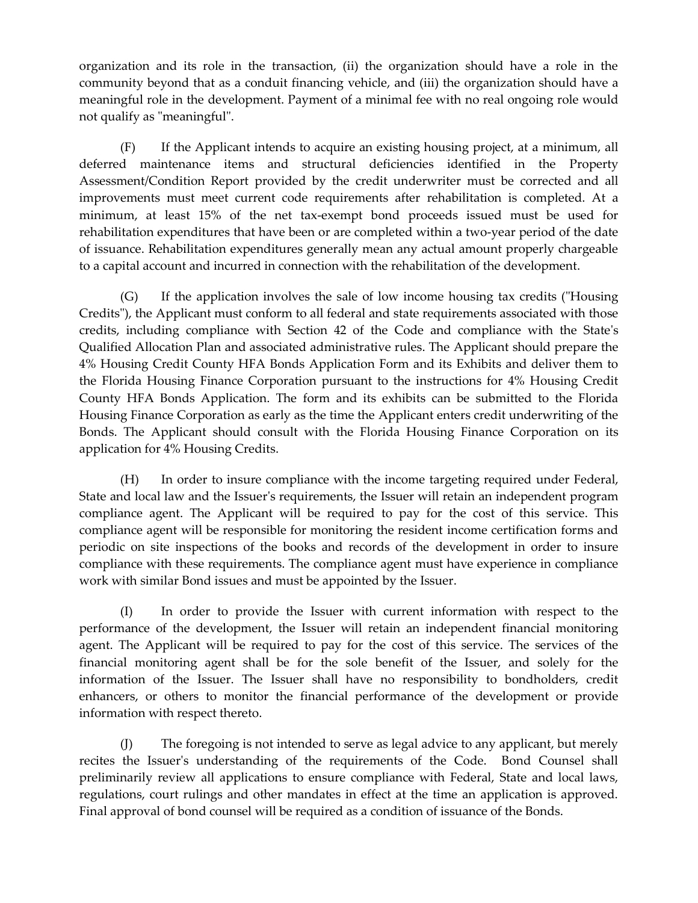organization and its role in the transaction, (ii) the organization should have a role in the community beyond that as a conduit financing vehicle, and (iii) the organization should have a meaningful role in the development. Payment of a minimal fee with no real ongoing role would not qualify as "meaningful".

(F) If the Applicant intends to acquire an existing housing project, at a minimum, all deferred maintenance items and structural deficiencies identified in the Property Assessment/Condition Report provided by the credit underwriter must be corrected and all improvements must meet current code requirements after rehabilitation is completed. At a minimum, at least 15% of the net tax-exempt bond proceeds issued must be used for rehabilitation expenditures that have been or are completed within a two-year period of the date of issuance. Rehabilitation expenditures generally mean any actual amount properly chargeable to a capital account and incurred in connection with the rehabilitation of the development.

(G) If the application involves the sale of low income housing tax credits ("Housing Credits"), the Applicant must conform to all federal and state requirements associated with those credits, including compliance with Section 42 of the Code and compliance with the State's Qualified Allocation Plan and associated administrative rules. The Applicant should prepare the 4% Housing Credit County HFA Bonds Application Form and its Exhibits and deliver them to the Florida Housing Finance Corporation pursuant to the instructions for 4% Housing Credit County HFA Bonds Application. The form and its exhibits can be submitted to the Florida Housing Finance Corporation as early as the time the Applicant enters credit underwriting of the Bonds. The Applicant should consult with the Florida Housing Finance Corporation on its application for 4% Housing Credits.

(H) In order to insure compliance with the income targeting required under Federal, State and local law and the Issuer's requirements, the Issuer will retain an independent program compliance agent. The Applicant will be required to pay for the cost of this service. This compliance agent will be responsible for monitoring the resident income certification forms and periodic on site inspections of the books and records of the development in order to insure compliance with these requirements. The compliance agent must have experience in compliance work with similar Bond issues and must be appointed by the Issuer.

(I) In order to provide the Issuer with current information with respect to the performance of the development, the Issuer will retain an independent financial monitoring agent. The Applicant will be required to pay for the cost of this service. The services of the financial monitoring agent shall be for the sole benefit of the Issuer, and solely for the information of the Issuer. The Issuer shall have no responsibility to bondholders, credit enhancers, or others to monitor the financial performance of the development or provide information with respect thereto.

(J) The foregoing is not intended to serve as legal advice to any applicant, but merely recites the Issuer's understanding of the requirements of the Code. Bond Counsel shall preliminarily review all applications to ensure compliance with Federal, State and local laws, regulations, court rulings and other mandates in effect at the time an application is approved. Final approval of bond counsel will be required as a condition of issuance of the Bonds.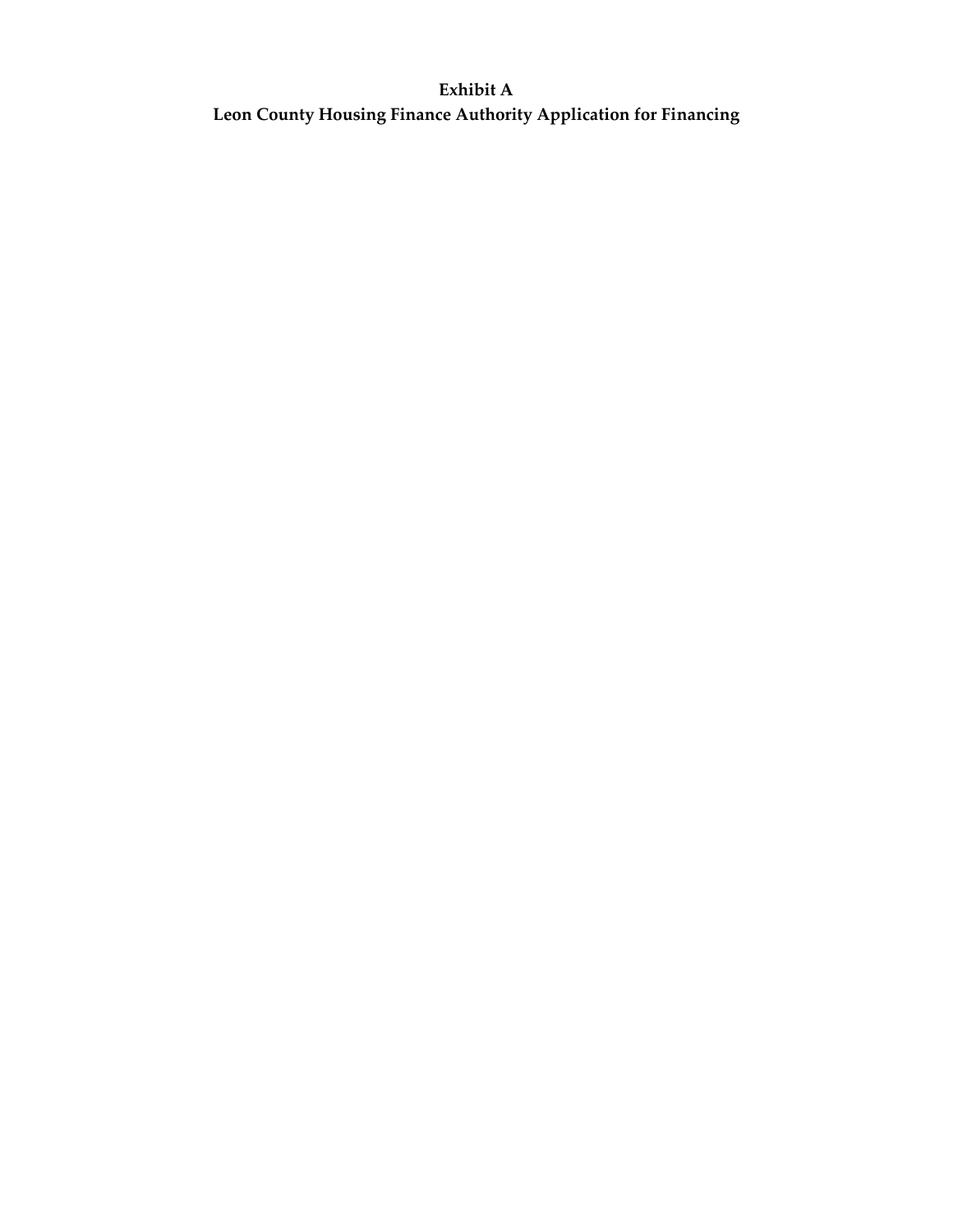**Exhibit A**

**Leon County Housing Finance Authority Application for Financing**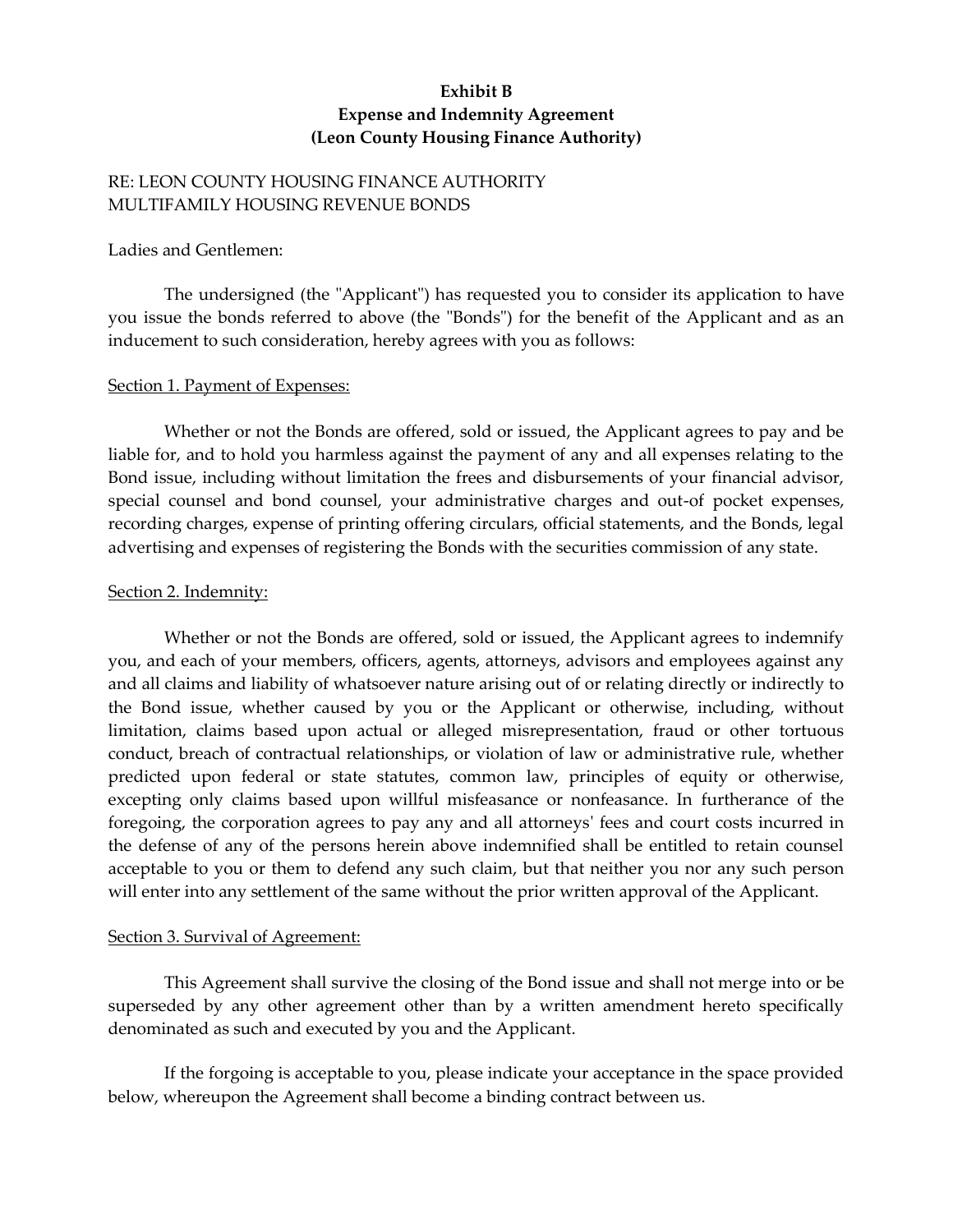**Exhibit B**
**Expense and Indemnity Agreement**
**(Leon County Housing Finance Authority)**

RE: LEON COUNTY HOUSING FINANCE AUTHORITY
MULTIFAMILY HOUSING REVENUE BONDS

Ladies and Gentlemen:

The undersigned (the "Applicant") has requested you to consider its application to have you issue the bonds referred to above (the "Bonds") for the benefit of the Applicant and as an inducement to such consideration, hereby agrees with you as follows:

Section 1. Payment of Expenses:

Whether or not the Bonds are offered, sold or issued, the Applicant agrees to pay and be liable for, and to hold you harmless against the payment of any and all expenses relating to the Bond issue, including without limitation the frees and disbursements of your financial advisor, special counsel and bond counsel, your administrative charges and out-of pocket expenses, recording charges, expense of printing offering circulars, official statements, and the Bonds, legal advertising and expenses of registering the Bonds with the securities commission of any state.

Section 2. Indemnity:

Whether or not the Bonds are offered, sold or issued, the Applicant agrees to indemnify you, and each of your members, officers, agents, attorneys, advisors and employees against any and all claims and liability of whatsoever nature arising out of or relating directly or indirectly to the Bond issue, whether caused by you or the Applicant or otherwise, including, without limitation, claims based upon actual or alleged misrepresentation, fraud or other tortuous conduct, breach of contractual relationships, or violation of law or administrative rule, whether predicted upon federal or state statutes, common law, principles of equity or otherwise, excepting only claims based upon willful misfeasance or nonfeasance. In furtherance of the foregoing, the corporation agrees to pay any and all attorneys' fees and court costs incurred in the defense of any of the persons herein above indemnified shall be entitled to retain counsel acceptable to you or them to defend any such claim, but that neither you nor any such person will enter into any settlement of the same without the prior written approval of the Applicant.

Section 3. Survival of Agreement:

This Agreement shall survive the closing of the Bond issue and shall not merge into or be superseded by any other agreement other than by a written amendment hereto specifically denominated as such and executed by you and the Applicant.

If the forgoing is acceptable to you, please indicate your acceptance in the space provided below, whereupon the Agreement shall become a binding contract between us.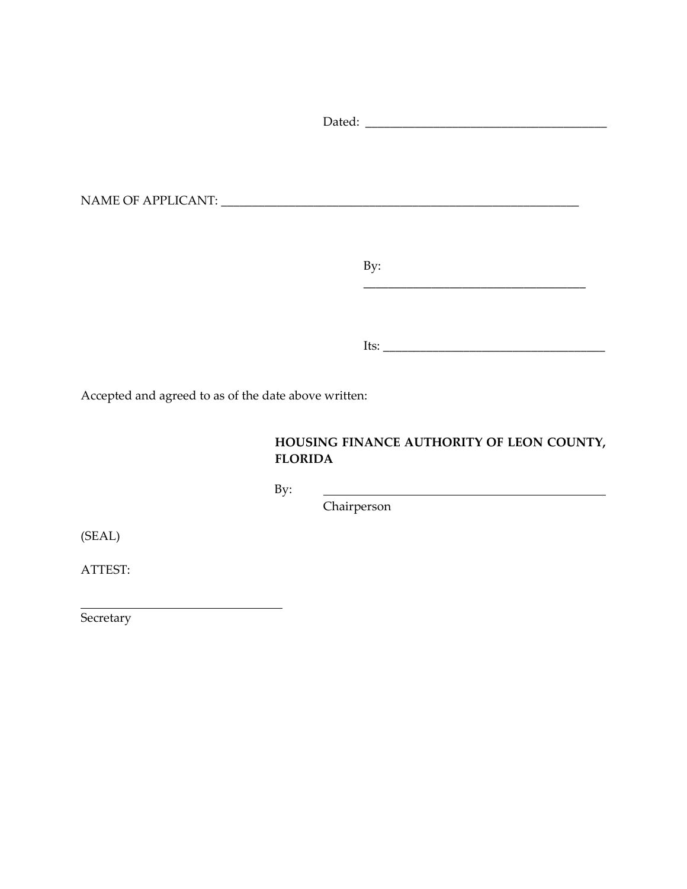Dated: ________________________________________

NAME OF APPLICANT: ____________________________________________________________

By: ____________________________________

Its: ____________________________________

Accepted and agreed to as of the date above written:

**HOUSING FINANCE AUTHORITY OF LEON COUNTY, FLORIDA**

By: ________________________________________________
Chairperson

(SEAL)

ATTEST:

_________________________________
Secretary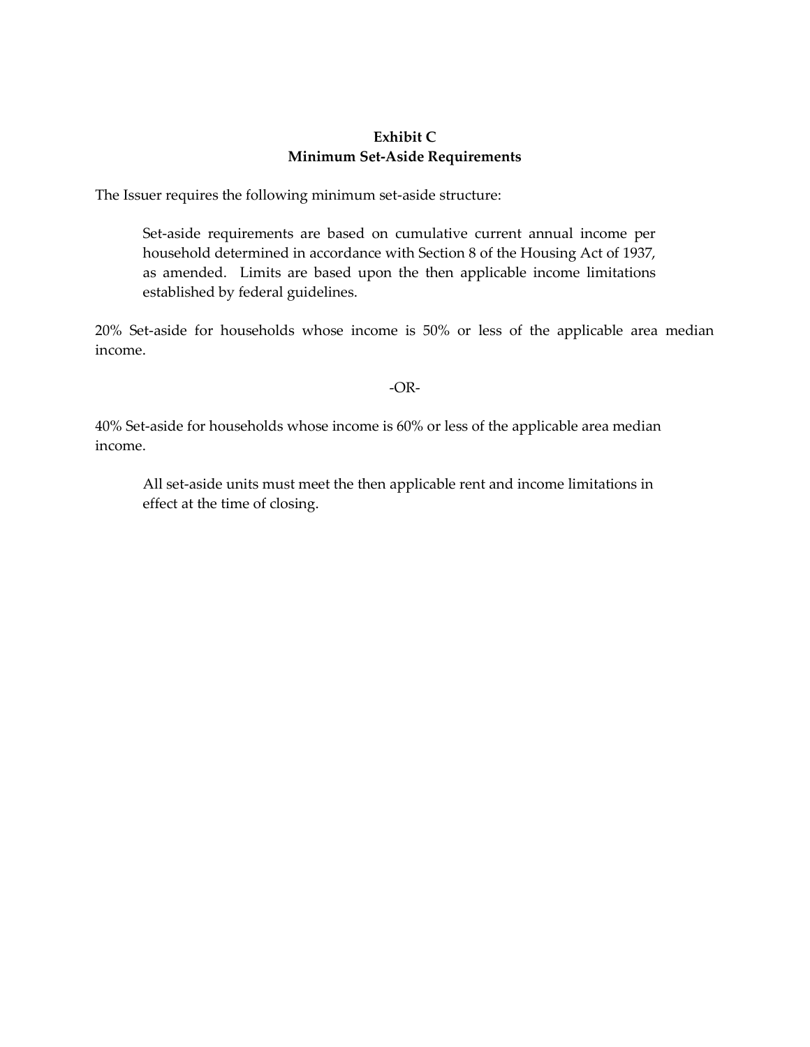**Exhibit C**
**Minimum Set-Aside Requirements**

The Issuer requires the following minimum set-aside structure:

> Set-aside requirements are based on cumulative current annual income per household determined in accordance with Section 8 of the Housing Act of 1937, as amended. Limits are based upon the then applicable income limitations established by federal guidelines.

20% Set-aside for households whose income is 50% or less of the applicable area median income.

-OR-

40% Set-aside for households whose income is 60% or less of the applicable area median income.

> All set-aside units must meet the then applicable rent and income limitations in effect at the time of closing.